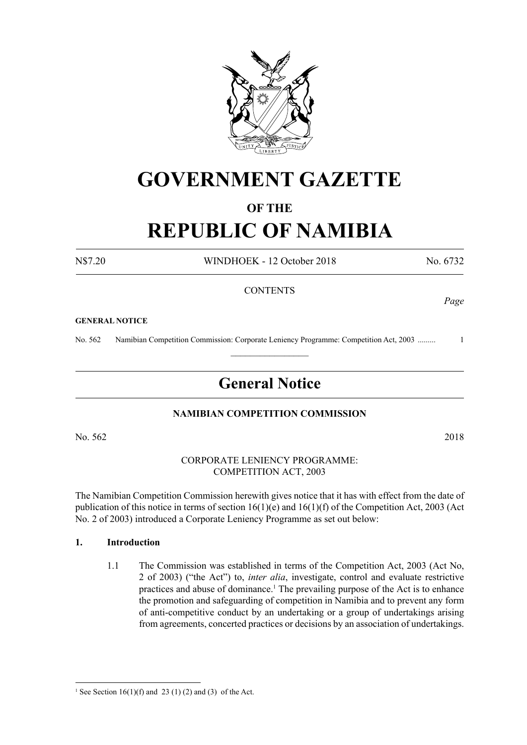# GOVERNMENT GAZETTE

## OF THE

# REPUBLIC OF NAMIBIA

N$7.20 WINDHOEK - 12 October 2018 No. 6732

CONTENTS

*Page*

**GENERAL NOTICE**

No. 562 Namibian Competition Commission: Corporate Leniency Programme: Competition Act, 2003 ......... 1

## General Notice

### NAMIBIAN COMPETITION COMMISSION

No. 562 2018

CORPORATE LENIENCY PROGRAMME:
COMPETITION ACT, 2003

The Namibian Competition Commission herewith gives notice that it has with effect from the date of publication of this notice in terms of section 16(1)(e) and 16(1)(f) of the Competition Act, 2003 (Act No. 2 of 2003) introduced a Corporate Leniency Programme as set out below:

**1. Introduction**

1.1 The Commission was established in terms of the Competition Act, 2003 (Act No, 2 of 2003) ("the Act") to, *inter alia*, investigate, control and evaluate restrictive practices and abuse of dominance.[1] The prevailing purpose of the Act is to enhance the promotion and safeguarding of competition in Namibia and to prevent any form of anti-competitive conduct by an undertaking or a group of undertakings arising from agreements, concerted practices or decisions by an association of undertakings.

[1] See Section 16(1)(f) and 23 (1) (2) and (3) of the Act.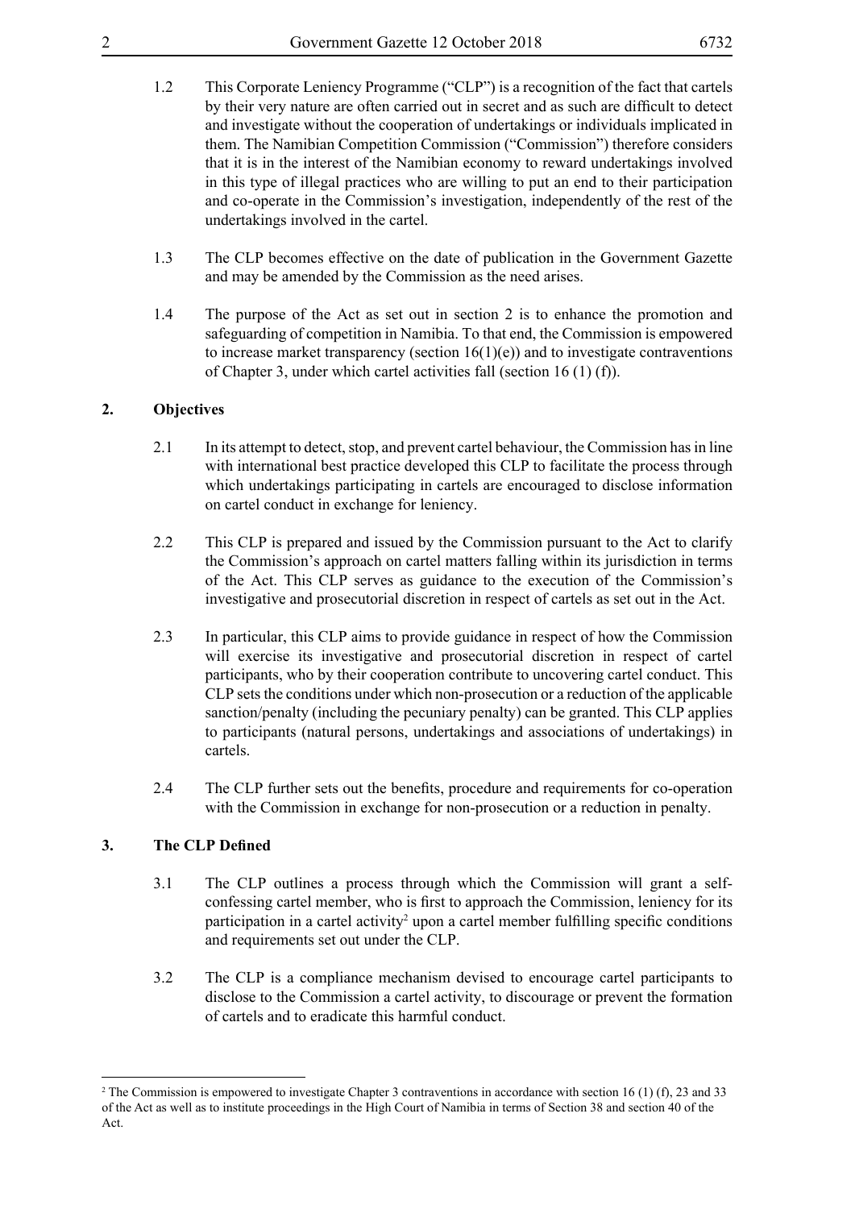1.2 This Corporate Leniency Programme ("CLP") is a recognition of the fact that cartels by their very nature are often carried out in secret and as such are difficult to detect and investigate without the cooperation of undertakings or individuals implicated in them. The Namibian Competition Commission ("Commission") therefore considers that it is in the interest of the Namibian economy to reward undertakings involved in this type of illegal practices who are willing to put an end to their participation and co-operate in the Commission's investigation, independently of the rest of the undertakings involved in the cartel.

1.3 The CLP becomes effective on the date of publication in the Government Gazette and may be amended by the Commission as the need arises.

1.4 The purpose of the Act as set out in section 2 is to enhance the promotion and safeguarding of competition in Namibia. To that end, the Commission is empowered to increase market transparency (section 16(1)(e)) and to investigate contraventions of Chapter 3, under which cartel activities fall (section 16 (1) (f)).

## 2. Objectives

2.1 In its attempt to detect, stop, and prevent cartel behaviour, the Commission has in line with international best practice developed this CLP to facilitate the process through which undertakings participating in cartels are encouraged to disclose information on cartel conduct in exchange for leniency.

2.2 This CLP is prepared and issued by the Commission pursuant to the Act to clarify the Commission's approach on cartel matters falling within its jurisdiction in terms of the Act. This CLP serves as guidance to the execution of the Commission's investigative and prosecutorial discretion in respect of cartels as set out in the Act.

2.3 In particular, this CLP aims to provide guidance in respect of how the Commission will exercise its investigative and prosecutorial discretion in respect of cartel participants, who by their cooperation contribute to uncovering cartel conduct. This CLP sets the conditions under which non-prosecution or a reduction of the applicable sanction/penalty (including the pecuniary penalty) can be granted. This CLP applies to participants (natural persons, undertakings and associations of undertakings) in cartels.

2.4 The CLP further sets out the benefits, procedure and requirements for co-operation with the Commission in exchange for non-prosecution or a reduction in penalty.

## 3. The CLP Defined

3.1 The CLP outlines a process through which the Commission will grant a self-confessing cartel member, who is first to approach the Commission, leniency for its participation in a cartel activity[2] upon a cartel member fulfilling specific conditions and requirements set out under the CLP.

3.2 The CLP is a compliance mechanism devised to encourage cartel participants to disclose to the Commission a cartel activity, to discourage or prevent the formation of cartels and to eradicate this harmful conduct.

---

[2] The Commission is empowered to investigate Chapter 3 contraventions in accordance with section 16 (1) (f), 23 and 33 of the Act as well as to institute proceedings in the High Court of Namibia in terms of Section 38 and section 40 of the Act.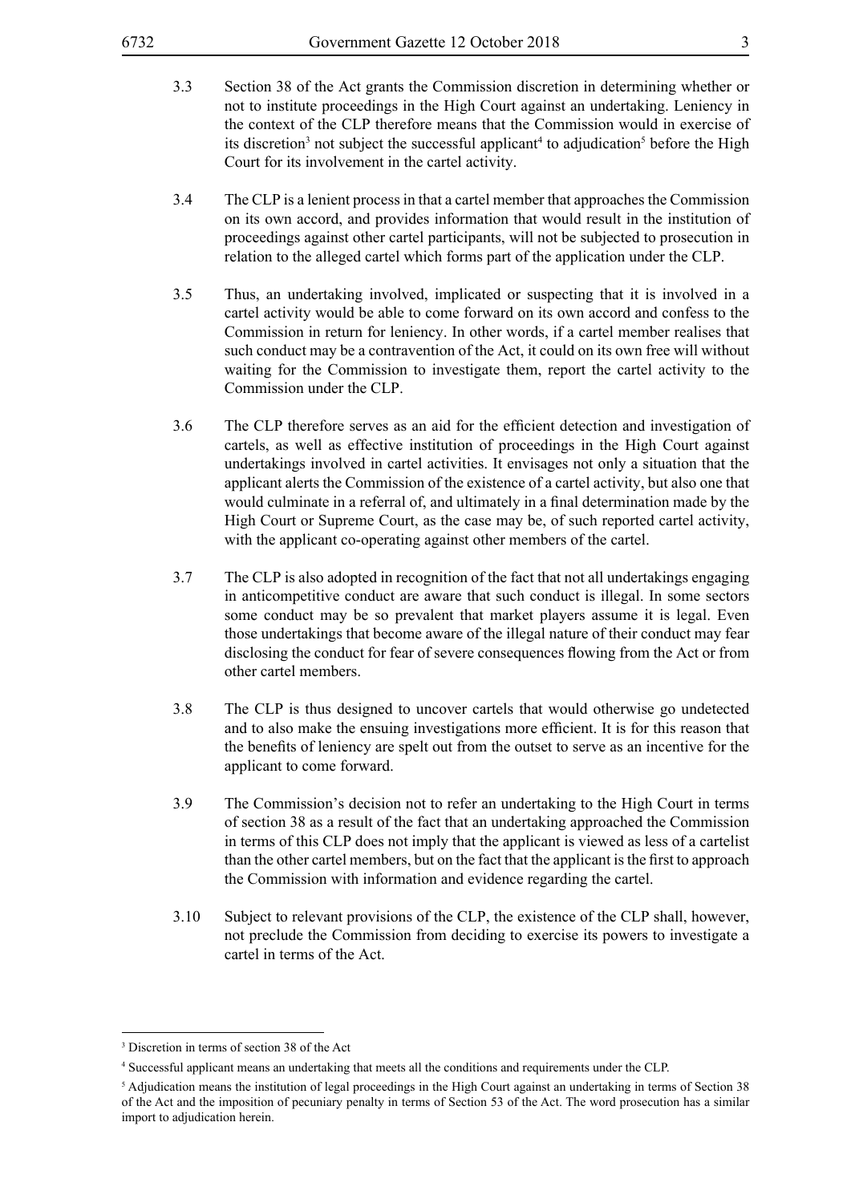3.3 Section 38 of the Act grants the Commission discretion in determining whether or not to institute proceedings in the High Court against an undertaking. Leniency in the context of the CLP therefore means that the Commission would in exercise of its discretion[3] not subject the successful applicant[4] to adjudication[5] before the High Court for its involvement in the cartel activity.

3.4 The CLP is a lenient process in that a cartel member that approaches the Commission on its own accord, and provides information that would result in the institution of proceedings against other cartel participants, will not be subjected to prosecution in relation to the alleged cartel which forms part of the application under the CLP.

3.5 Thus, an undertaking involved, implicated or suspecting that it is involved in a cartel activity would be able to come forward on its own accord and confess to the Commission in return for leniency. In other words, if a cartel member realises that such conduct may be a contravention of the Act, it could on its own free will without waiting for the Commission to investigate them, report the cartel activity to the Commission under the CLP.

3.6 The CLP therefore serves as an aid for the efficient detection and investigation of cartels, as well as effective institution of proceedings in the High Court against undertakings involved in cartel activities. It envisages not only a situation that the applicant alerts the Commission of the existence of a cartel activity, but also one that would culminate in a referral of, and ultimately in a final determination made by the High Court or Supreme Court, as the case may be, of such reported cartel activity, with the applicant co-operating against other members of the cartel.

3.7 The CLP is also adopted in recognition of the fact that not all undertakings engaging in anticompetitive conduct are aware that such conduct is illegal. In some sectors some conduct may be so prevalent that market players assume it is legal. Even those undertakings that become aware of the illegal nature of their conduct may fear disclosing the conduct for fear of severe consequences flowing from the Act or from other cartel members.

3.8 The CLP is thus designed to uncover cartels that would otherwise go undetected and to also make the ensuing investigations more efficient. It is for this reason that the benefits of leniency are spelt out from the outset to serve as an incentive for the applicant to come forward.

3.9 The Commission's decision not to refer an undertaking to the High Court in terms of section 38 as a result of the fact that an undertaking approached the Commission in terms of this CLP does not imply that the applicant is viewed as less of a cartelist than the other cartel members, but on the fact that the applicant is the first to approach the Commission with information and evidence regarding the cartel.

3.10 Subject to relevant provisions of the CLP, the existence of the CLP shall, however, not preclude the Commission from deciding to exercise its powers to investigate a cartel in terms of the Act.

---

[3] Discretion in terms of section 38 of the Act

[4] Successful applicant means an undertaking that meets all the conditions and requirements under the CLP.

[5] Adjudication means the institution of legal proceedings in the High Court against an undertaking in terms of Section 38 of the Act and the imposition of pecuniary penalty in terms of Section 53 of the Act. The word prosecution has a similar import to adjudication herein.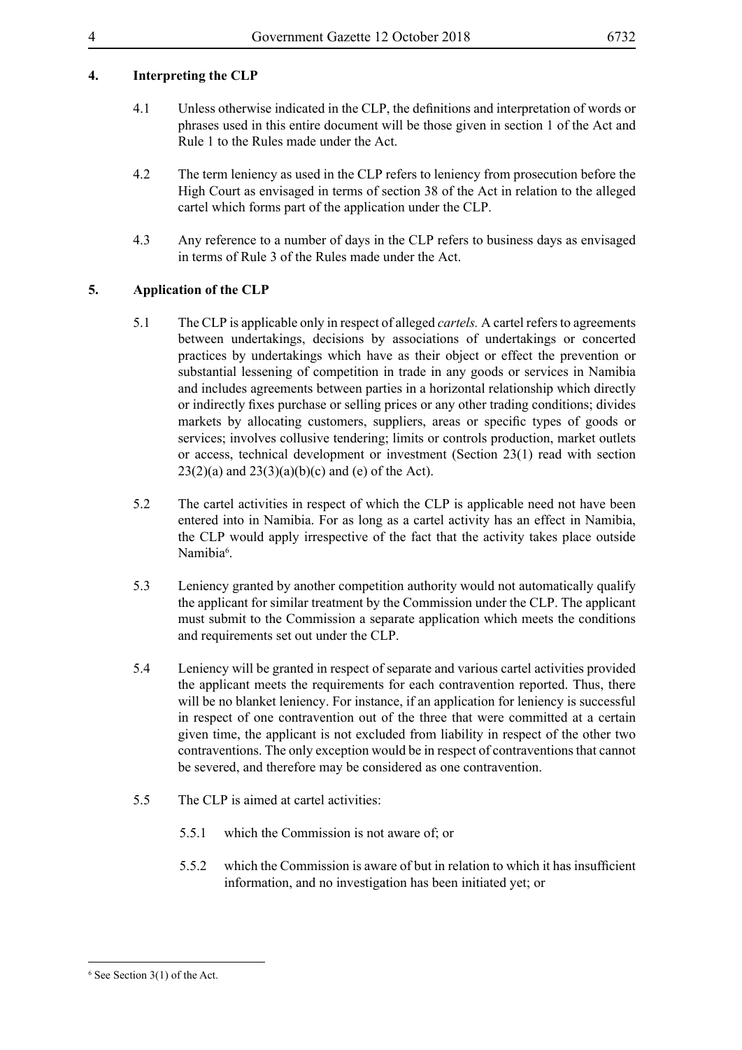## 4. Interpreting the CLP

4.1 Unless otherwise indicated in the CLP, the definitions and interpretation of words or phrases used in this entire document will be those given in section 1 of the Act and Rule 1 to the Rules made under the Act.

4.2 The term leniency as used in the CLP refers to leniency from prosecution before the High Court as envisaged in terms of section 38 of the Act in relation to the alleged cartel which forms part of the application under the CLP.

4.3 Any reference to a number of days in the CLP refers to business days as envisaged in terms of Rule 3 of the Rules made under the Act.

## 5. Application of the CLP

5.1 The CLP is applicable only in respect of alleged *cartels.* A cartel refers to agreements between undertakings, decisions by associations of undertakings or concerted practices by undertakings which have as their object or effect the prevention or substantial lessening of competition in trade in any goods or services in Namibia and includes agreements between parties in a horizontal relationship which directly or indirectly fixes purchase or selling prices or any other trading conditions; divides markets by allocating customers, suppliers, areas or specific types of goods or services; involves collusive tendering; limits or controls production, market outlets or access, technical development or investment (Section 23(1) read with section 23(2)(a) and 23(3)(a)(b)(c) and (e) of the Act).

5.2 The cartel activities in respect of which the CLP is applicable need not have been entered into in Namibia. For as long as a cartel activity has an effect in Namibia, the CLP would apply irrespective of the fact that the activity takes place outside Namibia[6].

5.3 Leniency granted by another competition authority would not automatically qualify the applicant for similar treatment by the Commission under the CLP. The applicant must submit to the Commission a separate application which meets the conditions and requirements set out under the CLP.

5.4 Leniency will be granted in respect of separate and various cartel activities provided the applicant meets the requirements for each contravention reported. Thus, there will be no blanket leniency. For instance, if an application for leniency is successful in respect of one contravention out of the three that were committed at a certain given time, the applicant is not excluded from liability in respect of the other two contraventions. The only exception would be in respect of contraventions that cannot be severed, and therefore may be considered as one contravention.

5.5 The CLP is aimed at cartel activities:

5.5.1 which the Commission is not aware of; or

5.5.2 which the Commission is aware of but in relation to which it has insufficient information, and no investigation has been initiated yet; or

---

[6] See Section 3(1) of the Act.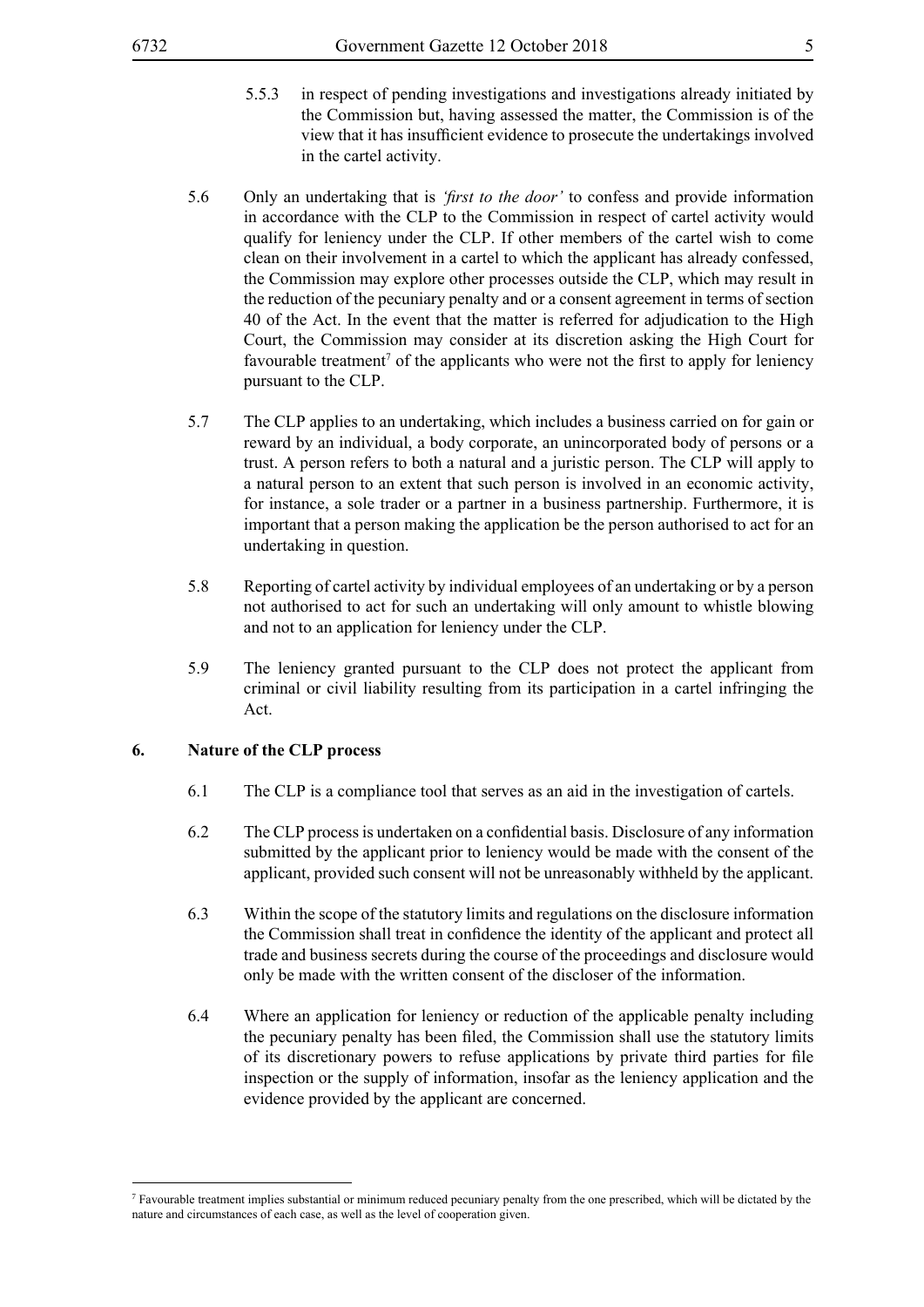5.5.3 in respect of pending investigations and investigations already initiated by the Commission but, having assessed the matter, the Commission is of the view that it has insufficient evidence to prosecute the undertakings involved in the cartel activity.

5.6 Only an undertaking that is *'first to the door'* to confess and provide information in accordance with the CLP to the Commission in respect of cartel activity would qualify for leniency under the CLP. If other members of the cartel wish to come clean on their involvement in a cartel to which the applicant has already confessed, the Commission may explore other processes outside the CLP, which may result in the reduction of the pecuniary penalty and or a consent agreement in terms of section 40 of the Act. In the event that the matter is referred for adjudication to the High Court, the Commission may consider at its discretion asking the High Court for favourable treatment[7] of the applicants who were not the first to apply for leniency pursuant to the CLP.

5.7 The CLP applies to an undertaking, which includes a business carried on for gain or reward by an individual, a body corporate, an unincorporated body of persons or a trust. A person refers to both a natural and a juristic person. The CLP will apply to a natural person to an extent that such person is involved in an economic activity, for instance, a sole trader or a partner in a business partnership. Furthermore, it is important that a person making the application be the person authorised to act for an undertaking in question.

5.8 Reporting of cartel activity by individual employees of an undertaking or by a person not authorised to act for such an undertaking will only amount to whistle blowing and not to an application for leniency under the CLP.

5.9 The leniency granted pursuant to the CLP does not protect the applicant from criminal or civil liability resulting from its participation in a cartel infringing the Act.

## 6. Nature of the CLP process

6.1 The CLP is a compliance tool that serves as an aid in the investigation of cartels.

6.2 The CLP process is undertaken on a confidential basis. Disclosure of any information submitted by the applicant prior to leniency would be made with the consent of the applicant, provided such consent will not be unreasonably withheld by the applicant.

6.3 Within the scope of the statutory limits and regulations on the disclosure information the Commission shall treat in confidence the identity of the applicant and protect all trade and business secrets during the course of the proceedings and disclosure would only be made with the written consent of the discloser of the information.

6.4 Where an application for leniency or reduction of the applicable penalty including the pecuniary penalty has been filed, the Commission shall use the statutory limits of its discretionary powers to refuse applications by private third parties for file inspection or the supply of information, insofar as the leniency application and the evidence provided by the applicant are concerned.

---

[7] Favourable treatment implies substantial or minimum reduced pecuniary penalty from the one prescribed, which will be dictated by the nature and circumstances of each case, as well as the level of cooperation given.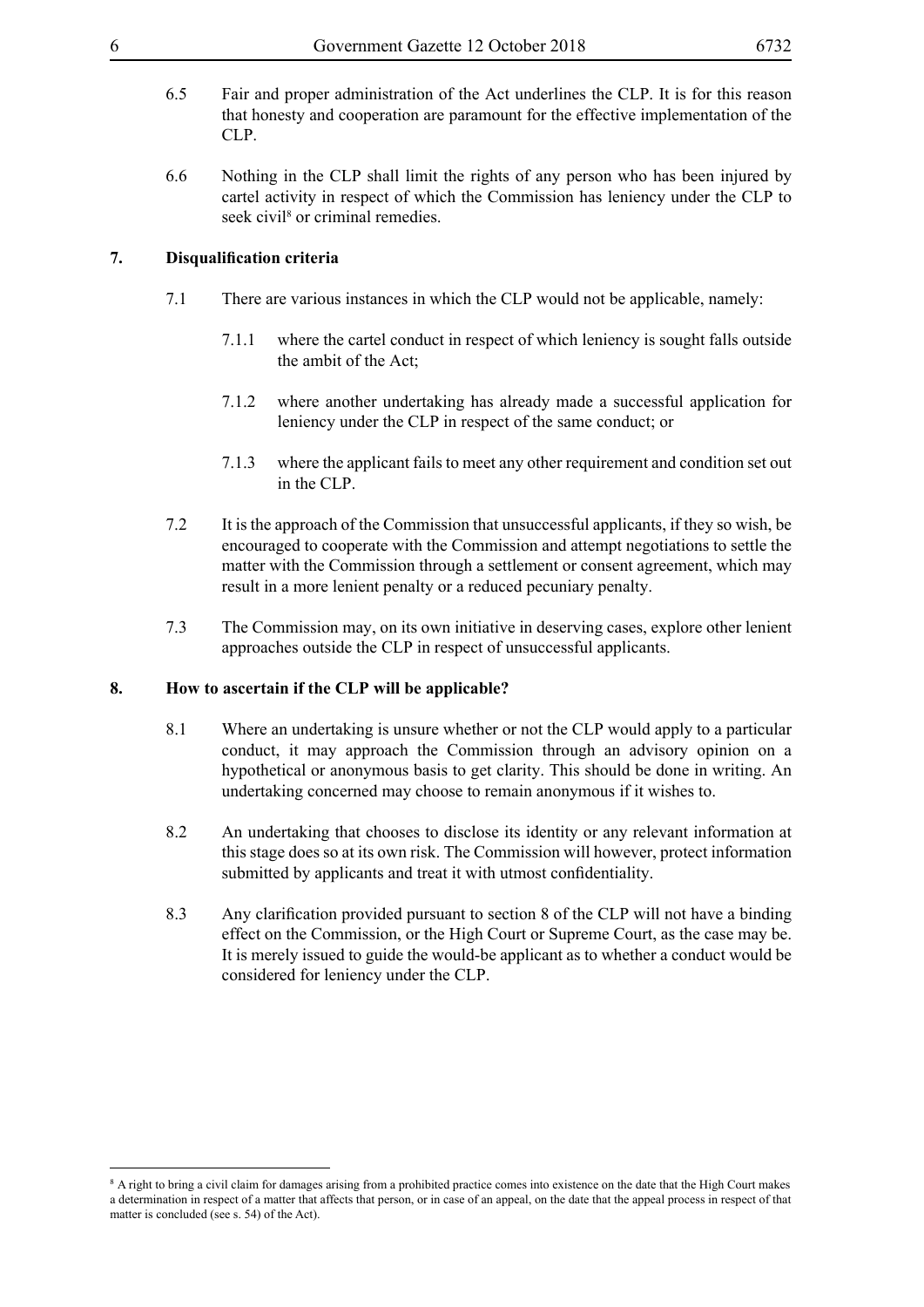6.5 Fair and proper administration of the Act underlines the CLP. It is for this reason that honesty and cooperation are paramount for the effective implementation of the CLP.

6.6 Nothing in the CLP shall limit the rights of any person who has been injured by cartel activity in respect of which the Commission has leniency under the CLP to seek civil[8] or criminal remedies.

## 7. Disqualification criteria

7.1 There are various instances in which the CLP would not be applicable, namely:

7.1.1 where the cartel conduct in respect of which leniency is sought falls outside the ambit of the Act;

7.1.2 where another undertaking has already made a successful application for leniency under the CLP in respect of the same conduct; or

7.1.3 where the applicant fails to meet any other requirement and condition set out in the CLP.

7.2 It is the approach of the Commission that unsuccessful applicants, if they so wish, be encouraged to cooperate with the Commission and attempt negotiations to settle the matter with the Commission through a settlement or consent agreement, which may result in a more lenient penalty or a reduced pecuniary penalty.

7.3 The Commission may, on its own initiative in deserving cases, explore other lenient approaches outside the CLP in respect of unsuccessful applicants.

## 8. How to ascertain if the CLP will be applicable?

8.1 Where an undertaking is unsure whether or not the CLP would apply to a particular conduct, it may approach the Commission through an advisory opinion on a hypothetical or anonymous basis to get clarity. This should be done in writing. An undertaking concerned may choose to remain anonymous if it wishes to.

8.2 An undertaking that chooses to disclose its identity or any relevant information at this stage does so at its own risk. The Commission will however, protect information submitted by applicants and treat it with utmost confidentiality.

8.3 Any clarification provided pursuant to section 8 of the CLP will not have a binding effect on the Commission, or the High Court or Supreme Court, as the case may be. It is merely issued to guide the would-be applicant as to whether a conduct would be considered for leniency under the CLP.

---

[8] A right to bring a civil claim for damages arising from a prohibited practice comes into existence on the date that the High Court makes a determination in respect of a matter that affects that person, or in case of an appeal, on the date that the appeal process in respect of that matter is concluded (see s. 54) of the Act).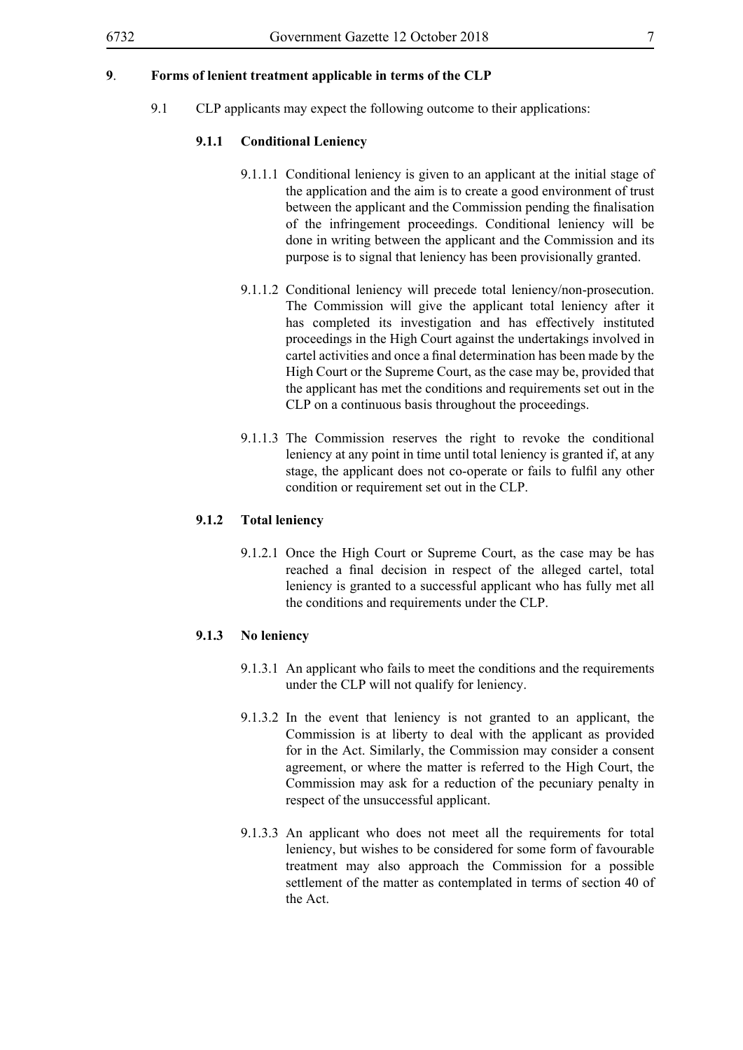**9. Forms of lenient treatment applicable in terms of the CLP**

9.1 CLP applicants may expect the following outcome to their applications:

**9.1.1 Conditional Leniency**

9.1.1.1 Conditional leniency is given to an applicant at the initial stage of the application and the aim is to create a good environment of trust between the applicant and the Commission pending the finalisation of the infringement proceedings. Conditional leniency will be done in writing between the applicant and the Commission and its purpose is to signal that leniency has been provisionally granted.

9.1.1.2 Conditional leniency will precede total leniency/non-prosecution. The Commission will give the applicant total leniency after it has completed its investigation and has effectively instituted proceedings in the High Court against the undertakings involved in cartel activities and once a final determination has been made by the High Court or the Supreme Court, as the case may be, provided that the applicant has met the conditions and requirements set out in the CLP on a continuous basis throughout the proceedings.

9.1.1.3 The Commission reserves the right to revoke the conditional leniency at any point in time until total leniency is granted if, at any stage, the applicant does not co-operate or fails to fulfil any other condition or requirement set out in the CLP.

**9.1.2 Total leniency**

9.1.2.1 Once the High Court or Supreme Court, as the case may be has reached a final decision in respect of the alleged cartel, total leniency is granted to a successful applicant who has fully met all the conditions and requirements under the CLP.

**9.1.3 No leniency**

9.1.3.1 An applicant who fails to meet the conditions and the requirements under the CLP will not qualify for leniency.

9.1.3.2 In the event that leniency is not granted to an applicant, the Commission is at liberty to deal with the applicant as provided for in the Act. Similarly, the Commission may consider a consent agreement, or where the matter is referred to the High Court, the Commission may ask for a reduction of the pecuniary penalty in respect of the unsuccessful applicant.

9.1.3.3 An applicant who does not meet all the requirements for total leniency, but wishes to be considered for some form of favourable treatment may also approach the Commission for a possible settlement of the matter as contemplated in terms of section 40 of the Act.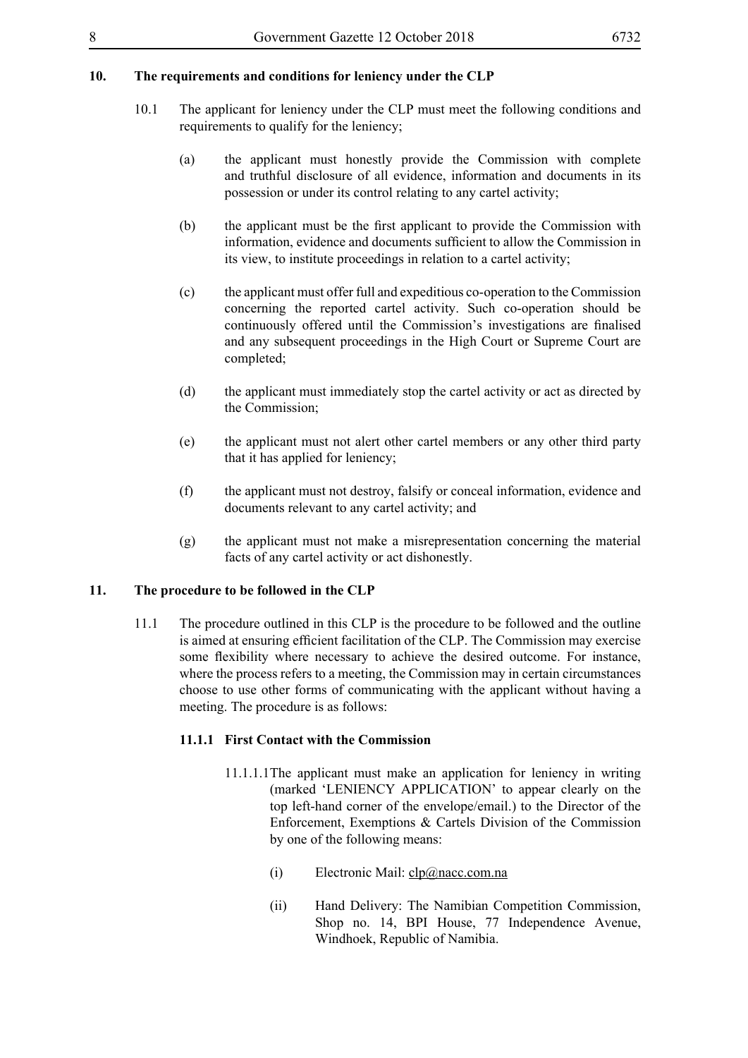## 10. The requirements and conditions for leniency under the CLP

10.1 The applicant for leniency under the CLP must meet the following conditions and requirements to qualify for the leniency;

(a) the applicant must honestly provide the Commission with complete and truthful disclosure of all evidence, information and documents in its possession or under its control relating to any cartel activity;

(b) the applicant must be the first applicant to provide the Commission with information, evidence and documents sufficient to allow the Commission in its view, to institute proceedings in relation to a cartel activity;

(c) the applicant must offer full and expeditious co-operation to the Commission concerning the reported cartel activity. Such co-operation should be continuously offered until the Commission's investigations are finalised and any subsequent proceedings in the High Court or Supreme Court are completed;

(d) the applicant must immediately stop the cartel activity or act as directed by the Commission;

(e) the applicant must not alert other cartel members or any other third party that it has applied for leniency;

(f) the applicant must not destroy, falsify or conceal information, evidence and documents relevant to any cartel activity; and

(g) the applicant must not make a misrepresentation concerning the material facts of any cartel activity or act dishonestly.

## 11. The procedure to be followed in the CLP

11.1 The procedure outlined in this CLP is the procedure to be followed and the outline is aimed at ensuring efficient facilitation of the CLP. The Commission may exercise some flexibility where necessary to achieve the desired outcome. For instance, where the process refers to a meeting, the Commission may in certain circumstances choose to use other forms of communicating with the applicant without having a meeting. The procedure is as follows:

### 11.1.1 First Contact with the Commission

11.1.1.1 The applicant must make an application for leniency in writing (marked 'LENIENCY APPLICATION' to appear clearly on the top left-hand corner of the envelope/email.) to the Director of the Enforcement, Exemptions & Cartels Division of the Commission by one of the following means:

(i) Electronic Mail: clp@nacc.com.na

(ii) Hand Delivery: The Namibian Competition Commission, Shop no. 14, BPI House, 77 Independence Avenue, Windhoek, Republic of Namibia.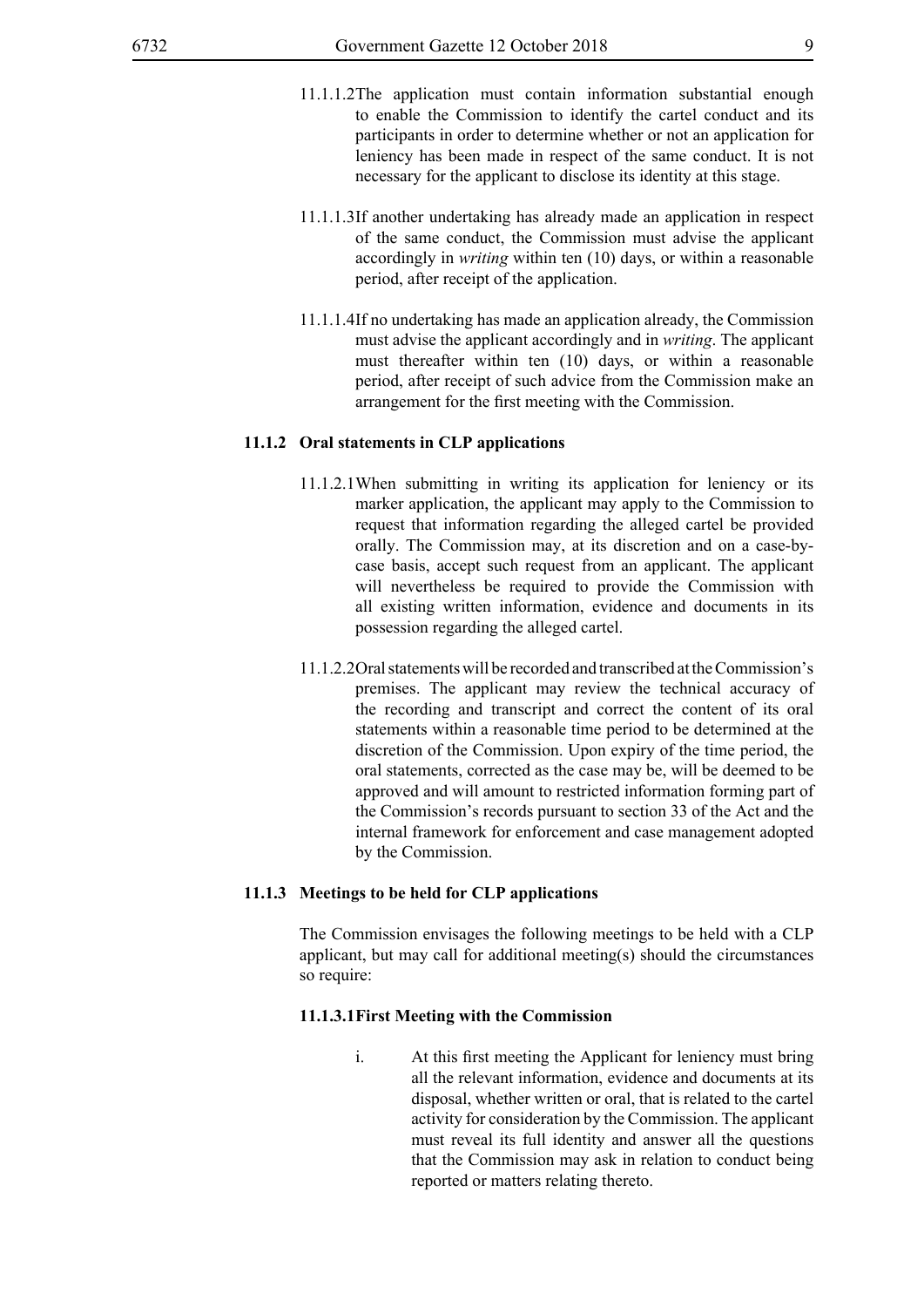11.1.1.2 The application must contain information substantial enough to enable the Commission to identify the cartel conduct and its participants in order to determine whether or not an application for leniency has been made in respect of the same conduct. It is not necessary for the applicant to disclose its identity at this stage.

11.1.1.3 If another undertaking has already made an application in respect of the same conduct, the Commission must advise the applicant accordingly in *writing* within ten (10) days, or within a reasonable period, after receipt of the application.

11.1.1.4 If no undertaking has made an application already, the Commission must advise the applicant accordingly and in *writing*. The applicant must thereafter within ten (10) days, or within a reasonable period, after receipt of such advice from the Commission make an arrangement for the first meeting with the Commission.

**11.1.2 Oral statements in CLP applications**

11.1.2.1 When submitting in writing its application for leniency or its marker application, the applicant may apply to the Commission to request that information regarding the alleged cartel be provided orally. The Commission may, at its discretion and on a case-by-case basis, accept such request from an applicant. The applicant will nevertheless be required to provide the Commission with all existing written information, evidence and documents in its possession regarding the alleged cartel.

11.1.2.2 Oral statements will be recorded and transcribed at the Commission's premises. The applicant may review the technical accuracy of the recording and transcript and correct the content of its oral statements within a reasonable time period to be determined at the discretion of the Commission. Upon expiry of the time period, the oral statements, corrected as the case may be, will be deemed to be approved and will amount to restricted information forming part of the Commission's records pursuant to section 33 of the Act and the internal framework for enforcement and case management adopted by the Commission.

**11.1.3 Meetings to be held for CLP applications**

The Commission envisages the following meetings to be held with a CLP applicant, but may call for additional meeting(s) should the circumstances so require:

**11.1.3.1 First Meeting with the Commission**

i. At this first meeting the Applicant for leniency must bring all the relevant information, evidence and documents at its disposal, whether written or oral, that is related to the cartel activity for consideration by the Commission. The applicant must reveal its full identity and answer all the questions that the Commission may ask in relation to conduct being reported or matters relating thereto.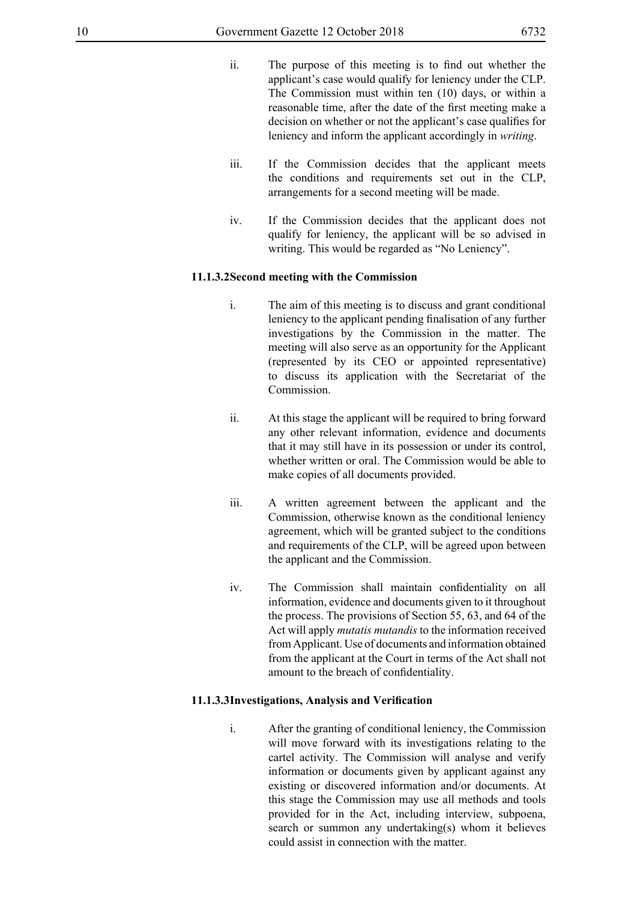ii. The purpose of this meeting is to find out whether the applicant's case would qualify for leniency under the CLP. The Commission must within ten (10) days, or within a reasonable time, after the date of the first meeting make a decision on whether or not the applicant's case qualifies for leniency and inform the applicant accordingly in *writing*.

iii. If the Commission decides that the applicant meets the conditions and requirements set out in the CLP, arrangements for a second meeting will be made.

iv. If the Commission decides that the applicant does not qualify for leniency, the applicant will be so advised in writing. This would be regarded as "No Leniency".

**11.1.3.2 Second meeting with the Commission**

i. The aim of this meeting is to discuss and grant conditional leniency to the applicant pending finalisation of any further investigations by the Commission in the matter. The meeting will also serve as an opportunity for the Applicant (represented by its CEO or appointed representative) to discuss its application with the Secretariat of the Commission.

ii. At this stage the applicant will be required to bring forward any other relevant information, evidence and documents that it may still have in its possession or under its control, whether written or oral. The Commission would be able to make copies of all documents provided.

iii. A written agreement between the applicant and the Commission, otherwise known as the conditional leniency agreement, which will be granted subject to the conditions and requirements of the CLP, will be agreed upon between the applicant and the Commission.

iv. The Commission shall maintain confidentiality on all information, evidence and documents given to it throughout the process. The provisions of Section 55, 63, and 64 of the Act will apply *mutatis mutandis* to the information received from Applicant. Use of documents and information obtained from the applicant at the Court in terms of the Act shall not amount to the breach of confidentiality.

**11.1.3.3 Investigations, Analysis and Verification**

i. After the granting of conditional leniency, the Commission will move forward with its investigations relating to the cartel activity. The Commission will analyse and verify information or documents given by applicant against any existing or discovered information and/or documents. At this stage the Commission may use all methods and tools provided for in the Act, including interview, subpoena, search or summon any undertaking(s) whom it believes could assist in connection with the matter.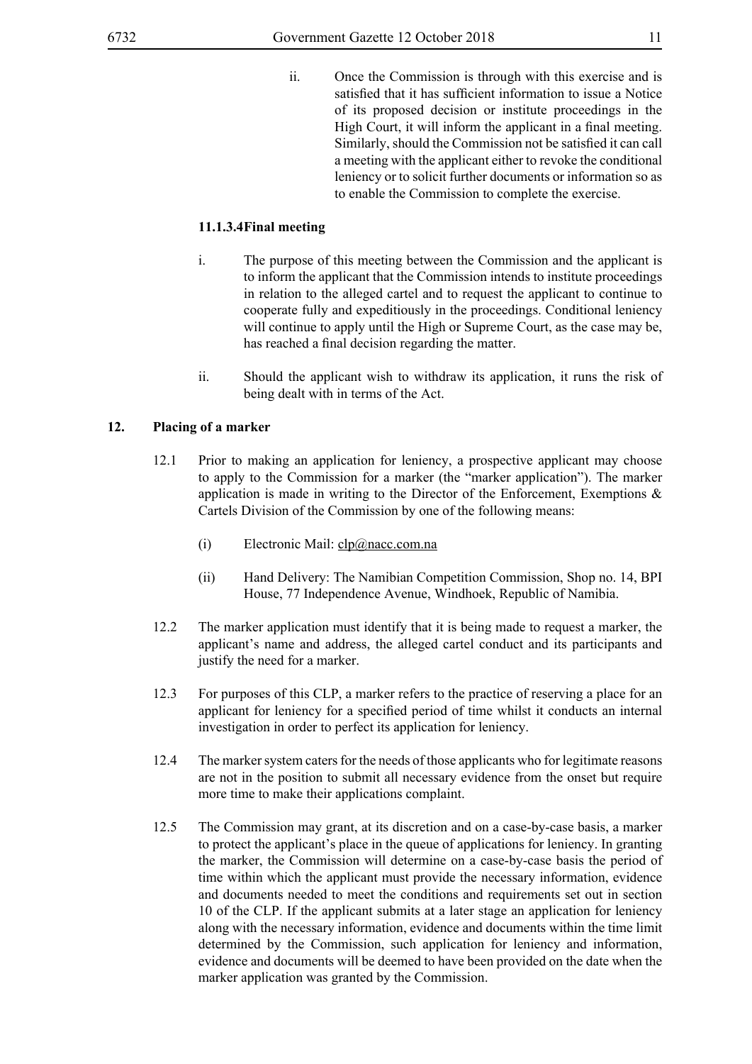ii. Once the Commission is through with this exercise and is satisfied that it has sufficient information to issue a Notice of its proposed decision or institute proceedings in the High Court, it will inform the applicant in a final meeting. Similarly, should the Commission not be satisfied it can call a meeting with the applicant either to revoke the conditional leniency or to solicit further documents or information so as to enable the Commission to complete the exercise.

#### 11.1.3.4 Final meeting

i. The purpose of this meeting between the Commission and the applicant is to inform the applicant that the Commission intends to institute proceedings in relation to the alleged cartel and to request the applicant to continue to cooperate fully and expeditiously in the proceedings. Conditional leniency will continue to apply until the High or Supreme Court, as the case may be, has reached a final decision regarding the matter.

ii. Should the applicant wish to withdraw its application, it runs the risk of being dealt with in terms of the Act.

## 12. Placing of a marker

12.1 Prior to making an application for leniency, a prospective applicant may choose to apply to the Commission for a marker (the "marker application"). The marker application is made in writing to the Director of the Enforcement, Exemptions & Cartels Division of the Commission by one of the following means:

(i) Electronic Mail: clp@nacc.com.na

(ii) Hand Delivery: The Namibian Competition Commission, Shop no. 14, BPI House, 77 Independence Avenue, Windhoek, Republic of Namibia.

12.2 The marker application must identify that it is being made to request a marker, the applicant's name and address, the alleged cartel conduct and its participants and justify the need for a marker.

12.3 For purposes of this CLP, a marker refers to the practice of reserving a place for an applicant for leniency for a specified period of time whilst it conducts an internal investigation in order to perfect its application for leniency.

12.4 The marker system caters for the needs of those applicants who for legitimate reasons are not in the position to submit all necessary evidence from the onset but require more time to make their applications complaint.

12.5 The Commission may grant, at its discretion and on a case-by-case basis, a marker to protect the applicant's place in the queue of applications for leniency. In granting the marker, the Commission will determine on a case-by-case basis the period of time within which the applicant must provide the necessary information, evidence and documents needed to meet the conditions and requirements set out in section 10 of the CLP. If the applicant submits at a later stage an application for leniency along with the necessary information, evidence and documents within the time limit determined by the Commission, such application for leniency and information, evidence and documents will be deemed to have been provided on the date when the marker application was granted by the Commission.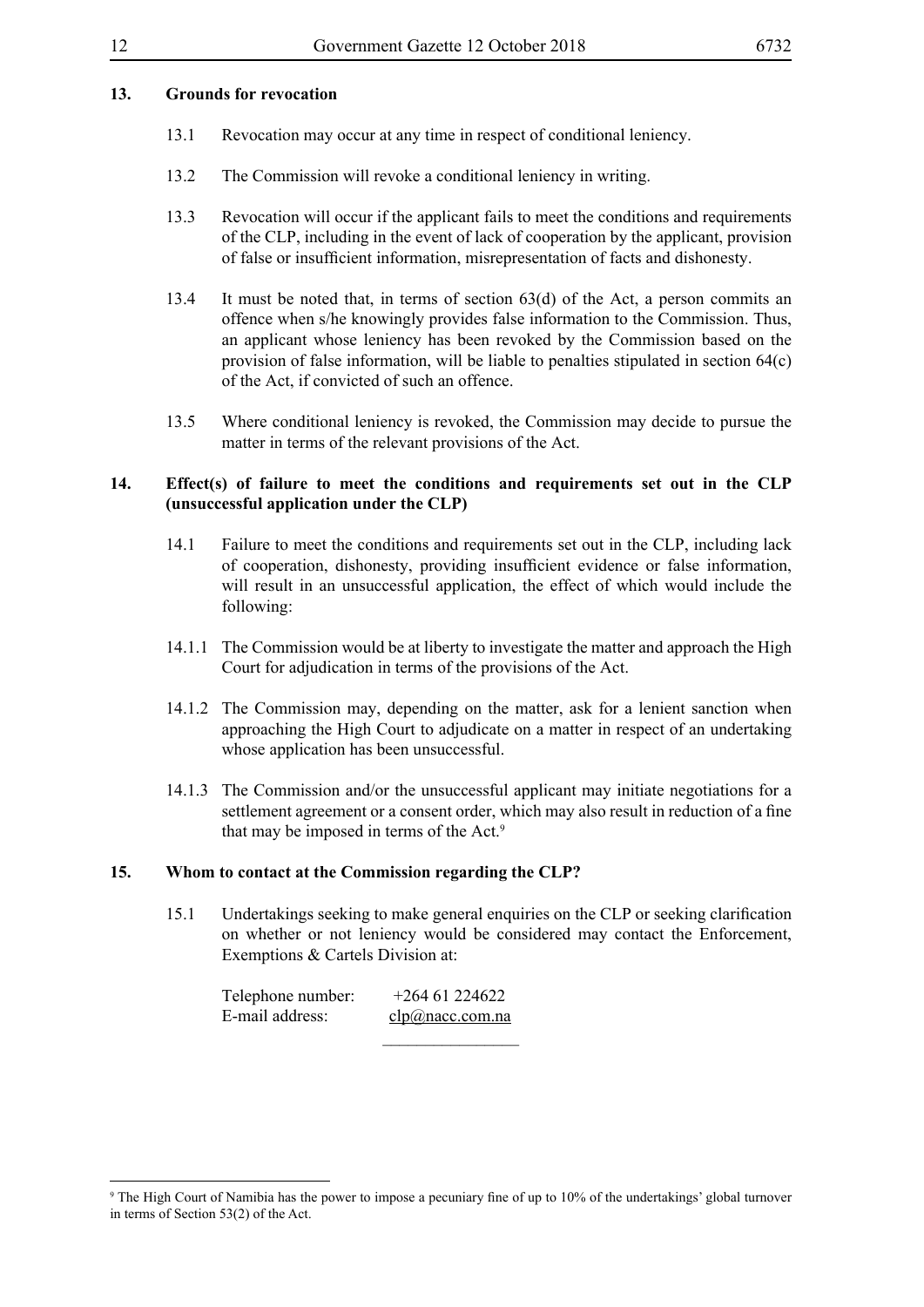## 13. Grounds for revocation

13.1 Revocation may occur at any time in respect of conditional leniency.

13.2 The Commission will revoke a conditional leniency in writing.

13.3 Revocation will occur if the applicant fails to meet the conditions and requirements of the CLP, including in the event of lack of cooperation by the applicant, provision of false or insufficient information, misrepresentation of facts and dishonesty.

13.4 It must be noted that, in terms of section 63(d) of the Act, a person commits an offence when s/he knowingly provides false information to the Commission. Thus, an applicant whose leniency has been revoked by the Commission based on the provision of false information, will be liable to penalties stipulated in section 64(c) of the Act, if convicted of such an offence.

13.5 Where conditional leniency is revoked, the Commission may decide to pursue the matter in terms of the relevant provisions of the Act.

## 14. Effect(s) of failure to meet the conditions and requirements set out in the CLP (unsuccessful application under the CLP)

14.1 Failure to meet the conditions and requirements set out in the CLP, including lack of cooperation, dishonesty, providing insufficient evidence or false information, will result in an unsuccessful application, the effect of which would include the following:

14.1.1 The Commission would be at liberty to investigate the matter and approach the High Court for adjudication in terms of the provisions of the Act.

14.1.2 The Commission may, depending on the matter, ask for a lenient sanction when approaching the High Court to adjudicate on a matter in respect of an undertaking whose application has been unsuccessful.

14.1.3 The Commission and/or the unsuccessful applicant may initiate negotiations for a settlement agreement or a consent order, which may also result in reduction of a fine that may be imposed in terms of the Act.[9]

## 15. Whom to contact at the Commission regarding the CLP?

15.1 Undertakings seeking to make general enquiries on the CLP or seeking clarification on whether or not leniency would be considered may contact the Enforcement, Exemptions & Cartels Division at:

Telephone number: +264 61 224622
E-mail address: clp@nacc.com.na

________________

[9] The High Court of Namibia has the power to impose a pecuniary fine of up to 10% of the undertakings' global turnover in terms of Section 53(2) of the Act.